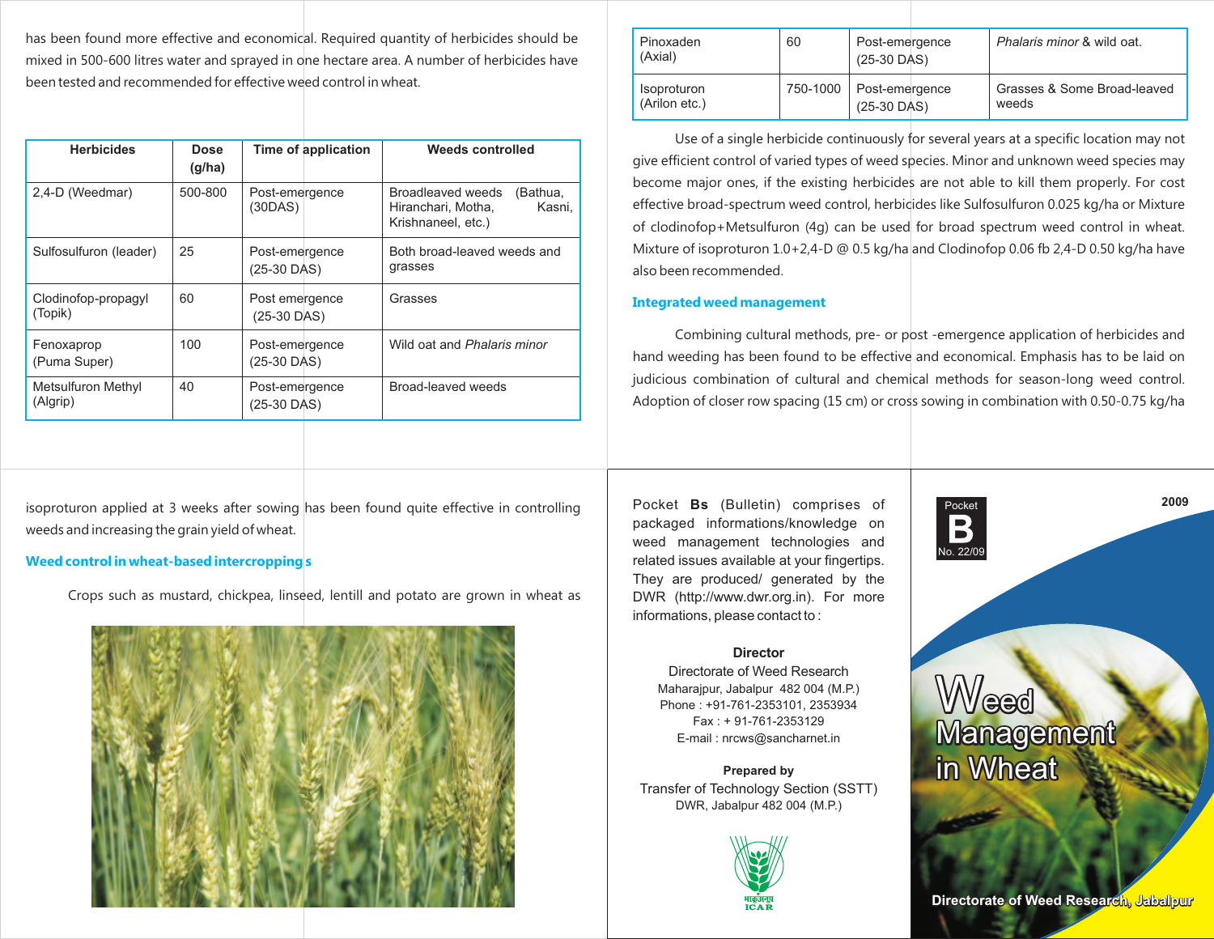has been found more effective and economical. Required quantity of herbicides should be mixed in 500-600 litres water and sprayed in one hectare area. A number of herbicides have been tested and recommended for effective weed control in wheat.

| Herbicides | Dose (g/ha) | Time of application | Weeds controlled |
|---|---|---|---|
| 2,4-D (Weedmar) | 500-800 | Post-emergence (30DAS) | Broadleaved weeds (Bathua, Hiranchari, Motha, Kasni, Krishnaneel, etc.) |
| Sulfosulfuron (leader) | 25 | Post-emergence (25-30 DAS) | Both broad-leaved weeds and grasses |
| Clodinofop-propagyl (Topik) | 60 | Post emergence (25-30 DAS) | Grasses |
| Fenoxaprop (Puma Super) | 100 | Post-emergence (25-30 DAS) | Wild oat and *Phalaris minor* |
| Metsulfuron Methyl (Algrip) | 40 | Post-emergence (25-30 DAS) | Broad-leaved weeds |
| Pinoxaden (Axial) | 60 | Post-emergence (25-30 DAS) | *Phalaris minor* & wild oat. |
| Isoproturon (Arilon etc.) | 750-1000 | Post-emergence (25-30 DAS) | Grasses & Some Broad-leaved weeds |

Use of a single herbicide continuously for several years at a specific location may not give efficient control of varied types of weed species. Minor and unknown weed species may become major ones, if the existing herbicides are not able to kill them properly. For cost effective broad-spectrum weed control, herbicides like Sulfosulfuron 0.025 kg/ha or Mixture of clodinofop+Metsulfuron (4g) can be used for broad spectrum weed control in wheat. Mixture of isoproturon 1.0+2,4-D @ 0.5 kg/ha and Clodinofop 0.06 fb 2,4-D 0.50 kg/ha have also been recommended.

## Integrated weed management

Combining cultural methods, pre- or post -emergence application of herbicides and hand weeding has been found to be effective and economical. Emphasis has to be laid on judicious combination of cultural and chemical methods for season-long weed control. Adoption of closer row spacing (15 cm) or cross sowing in combination with 0.50-0.75 kg/ha isoproturon applied at 3 weeks after sowing has been found quite effective in controlling weeds and increasing the grain yield of wheat.

## Weed control in wheat-based intercroppings

Crops such as mustard, chickpea, linseed, lentill and potato are grown in wheat as

Pocket **Bs** (Bulletin) comprises of packaged informations/knowledge on weed management technologies and related issues available at your fingertips. They are produced/ generated by the DWR (http://www.dwr.org.in). For more informations, please contact to :

**Director**
Directorate of Weed Research
Maharajpur, Jabalpur 482 004 (M.P.)
Phone : +91-761-2353101, 2353934
Fax : + 91-761-2353129
E-mail : nrcws@sancharnet.in

**Prepared by**
Transfer of Technology Section (SSTT)
DWR, Jabalpur 482 004 (M.P.)

ICAR

Pocket B No. 22/09

2009

# Weed Management in Wheat

Directorate of Weed Research, Jabalpur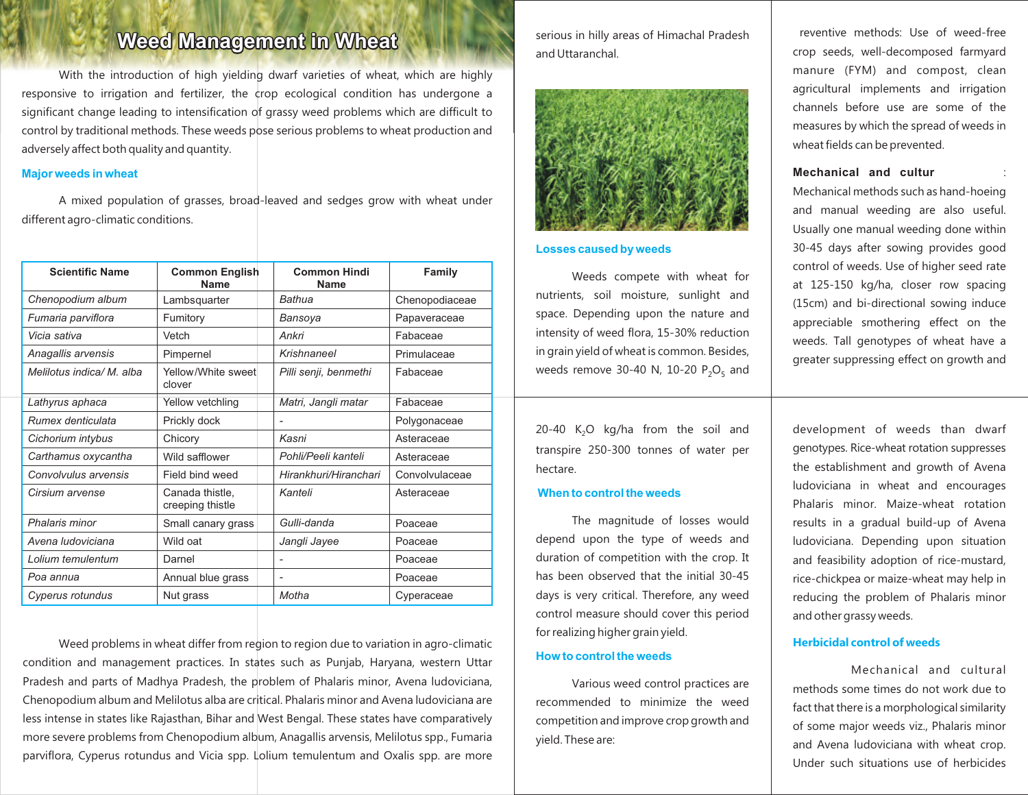# Weed Management in Wheat

With the introduction of high yielding dwarf varieties of wheat, which are highly responsive to irrigation and fertilizer, the crop ecological condition has undergone a significant change leading to intensification of grassy weed problems which are difficult to control by traditional methods. These weeds pose serious problems to wheat production and adversely affect both quality and quantity.

## Major weeds in wheat

A mixed population of grasses, broad-leaved and sedges grow with wheat under different agro-climatic conditions.

| Scientific Name | Common English Name | Common Hindi Name | Family |
|---|---|---|---|
| *Chenopodium album* | Lambsquarter | *Bathua* | Chenopodiaceae |
| *Fumaria parviflora* | Fumitory | *Bansoya* | Papaveraceae |
| *Vicia sativa* | Vetch | *Ankri* | Fabaceae |
| *Anagallis arvensis* | Pimpernel | *Krishnaneel* | Primulaceae |
| *Melilotus indica/ M. alba* | Yellow/White sweet clover | *Pilli senji, benmethi* | Fabaceae |
| *Lathyrus aphaca* | Yellow vetchling | *Matri, Jangli matar* | Fabaceae |
| *Rumex denticulata* | Prickly dock | - | Polygonaceae |
| *Cichorium intybus* | Chicory | *Kasni* | Asteraceae |
| *Carthamus oxycantha* | Wild safflower | *Pohli/Peeli kanteli* | Asteraceae |
| *Convolvulus arvensis* | Field bind weed | *Hirankhuri/Hiranchari* | Convolvulaceae |
| *Cirsium arvense* | Canada thistle, creeping thistle | *Kanteli* | Asteraceae |
| *Phalaris minor* | Small canary grass | *Gulli-danda* | Poaceae |
| *Avena ludoviciana* | Wild oat | *Jangli Jayee* | Poaceae |
| *Lolium temulentum* | Darnel | - | Poaceae |
| *Poa annua* | Annual blue grass | - | Poaceae |
| *Cyperus rotundus* | Nut grass | *Motha* | Cyperaceae |

Weed problems in wheat differ from region to region due to variation in agro-climatic condition and management practices. In states such as Punjab, Haryana, western Uttar Pradesh and parts of Madhya Pradesh, the problem of Phalaris minor, Avena ludoviciana, Chenopodium album and Melilotus alba are critical. Phalaris minor and Avena ludoviciana are less intense in states like Rajasthan, Bihar and West Bengal. These states have comparatively more severe problems from Chenopodium album, Anagallis arvensis, Melilotus spp., Fumaria parviflora, Cyperus rotundus and Vicia spp. Lolium temulentum and Oxalis spp. are more serious in hilly areas of Himachal Pradesh and Uttaranchal.

## Losses caused by weeds

Weeds compete with wheat for nutrients, soil moisture, sunlight and space. Depending upon the nature and intensity of weed flora, 15-30% reduction in grain yield of wheat is common. Besides, weeds remove 30-40 N, 10-20 $P_2O_5$ and 20-40 $K_2O$ kg/ha from the soil and transpire 250-300 tonnes of water per hectare.

## When to control the weeds

The magnitude of losses would depend upon the type of weeds and duration of competition with the crop. It has been observed that the initial 30-45 days is very critical. Therefore, any weed control measure should cover this period for realizing higher grain yield.

## How to control the weeds

Various weed control practices are recommended to minimize the weed competition and improve crop growth and yield. These are:

**P**reventive methods: Use of weed-free crop seeds, well-decomposed farmyard manure (FYM) and compost, clean agricultural implements and irrigation channels before use are some of the measures by which the spread of weeds in wheat fields can be prevented.

**Mechanical and cultur :** Mechanical methods such as hand-hoeing and manual weeding are also useful. Usually one manual weeding done within 30-45 days after sowing provides good control of weeds. Use of higher seed rate at 125-150 kg/ha, closer row spacing (15cm) and bi-directional sowing induce appreciable smothering effect on the weeds. Tall genotypes of wheat have a greater suppressing effect on growth and development of weeds than dwarf genotypes. Rice-wheat rotation suppresses the establishment and growth of Avena ludoviciana in wheat and encourages Phalaris minor. Maize-wheat rotation results in a gradual build-up of Avena ludoviciana. Depending upon situation and feasibility adoption of rice-mustard, rice-chickpea or maize-wheat may help in reducing the problem of Phalaris minor and other grassy weeds.

## Herbicidal control of weeds

Mechanical and cultural methods some times do not work due to fact that there is a morphological similarity of some major weeds viz., Phalaris minor and Avena ludoviciana with wheat crop. Under such situations use of herbicides